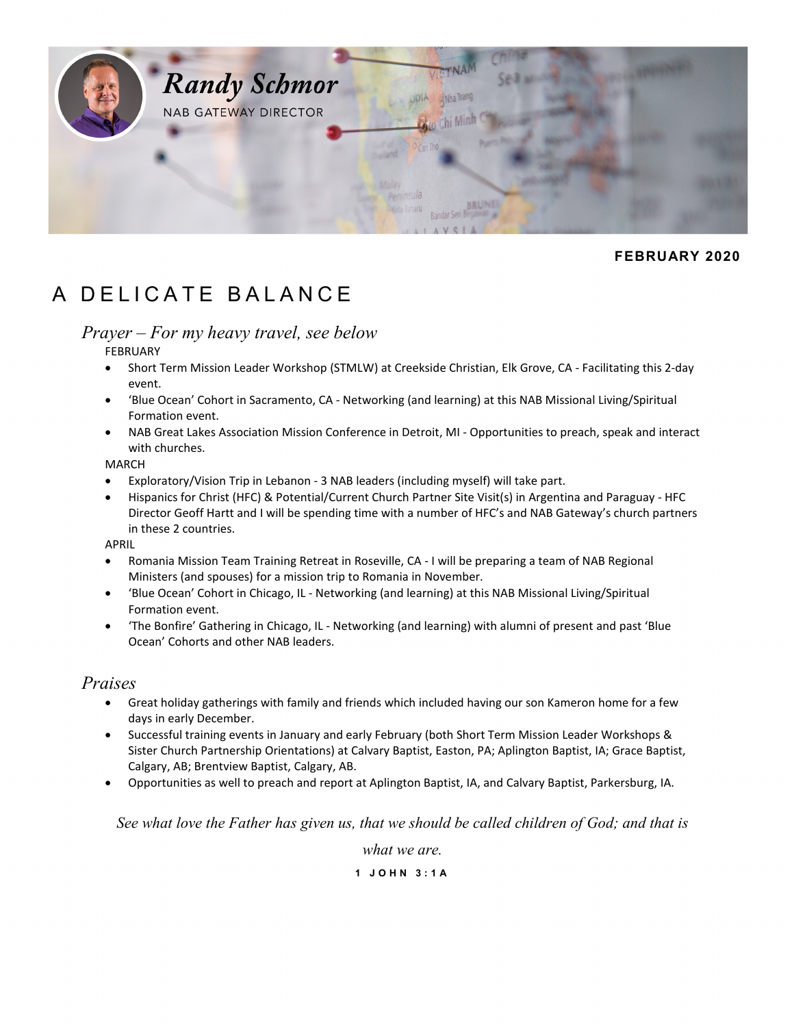# Randy Schmor

NAB GATEWAY DIRECTOR

**FEBRUARY 2020**

# A DELICATE BALANCE

## *Prayer – For my heavy travel, see below*

FEBRUARY

- Short Term Mission Leader Workshop (STMLW) at Creekside Christian, Elk Grove, CA - Facilitating this 2-day event.
- 'Blue Ocean' Cohort in Sacramento, CA - Networking (and learning) at this NAB Missional Living/Spiritual Formation event.
- NAB Great Lakes Association Mission Conference in Detroit, MI - Opportunities to preach, speak and interact with churches.

MARCH

- Exploratory/Vision Trip in Lebanon - 3 NAB leaders (including myself) will take part.
- Hispanics for Christ (HFC) & Potential/Current Church Partner Site Visit(s) in Argentina and Paraguay - HFC Director Geoff Hartt and I will be spending time with a number of HFC's and NAB Gateway's church partners in these 2 countries.

APRIL

- Romania Mission Team Training Retreat in Roseville, CA - I will be preparing a team of NAB Regional Ministers (and spouses) for a mission trip to Romania in November.
- 'Blue Ocean' Cohort in Chicago, IL - Networking (and learning) at this NAB Missional Living/Spiritual Formation event.
- 'The Bonfire' Gathering in Chicago, IL - Networking (and learning) with alumni of present and past 'Blue Ocean' Cohorts and other NAB leaders.

## *Praises*

- Great holiday gatherings with family and friends which included having our son Kameron home for a few days in early December.
- Successful training events in January and early February (both Short Term Mission Leader Workshops & Sister Church Partnership Orientations) at Calvary Baptist, Easton, PA; Aplington Baptist, IA; Grace Baptist, Calgary, AB; Brentview Baptist, Calgary, AB.
- Opportunities as well to preach and report at Aplington Baptist, IA, and Calvary Baptist, Parkersburg, IA.

*See what love the Father has given us, that we should be called children of God; and that is what we are.*

**1 JOHN 3:1A**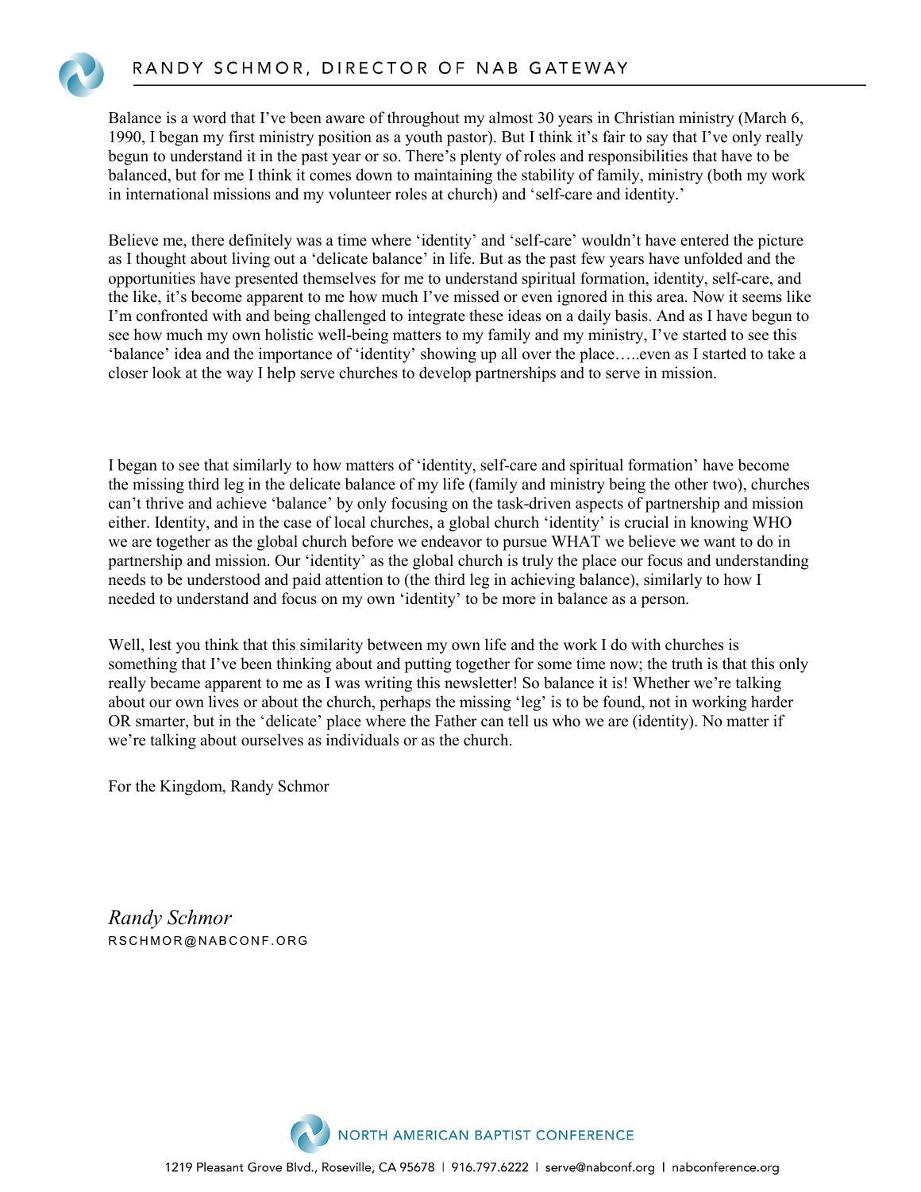Balance is a word that I've been aware of throughout my almost 30 years in Christian ministry (March 6, 1990, I began my first ministry position as a youth pastor). But I think it's fair to say that I've only really begun to understand it in the past year or so. There's plenty of roles and responsibilities that have to be balanced, but for me I think it comes down to maintaining the stability of family, ministry (both my work in international missions and my volunteer roles at church) and 'self-care and identity.'

Believe me, there definitely was a time where 'identity' and 'self-care' wouldn't have entered the picture as I thought about living out a 'delicate balance' in life. But as the past few years have unfolded and the opportunities have presented themselves for me to understand spiritual formation, identity, self-care, and the like, it's become apparent to me how much I've missed or even ignored in this area. Now it seems like I'm confronted with and being challenged to integrate these ideas on a daily basis. And as I have begun to see how much my own holistic well-being matters to my family and my ministry, I've started to see this 'balance' idea and the importance of 'identity' showing up all over the place…..even as I started to take a closer look at the way I help serve churches to develop partnerships and to serve in mission.

I began to see that similarly to how matters of 'identity, self-care and spiritual formation' have become the missing third leg in the delicate balance of my life (family and ministry being the other two), churches can't thrive and achieve 'balance' by only focusing on the task-driven aspects of partnership and mission either. Identity, and in the case of local churches, a global church 'identity' is crucial in knowing WHO we are together as the global church before we endeavor to pursue WHAT we believe we want to do in partnership and mission. Our 'identity' as the global church is truly the place our focus and understanding needs to be understood and paid attention to (the third leg in achieving balance), similarly to how I needed to understand and focus on my own 'identity' to be more in balance as a person.

Well, lest you think that this similarity between my own life and the work I do with churches is something that I've been thinking about and putting together for some time now; the truth is that this only really became apparent to me as I was writing this newsletter! So balance it is! Whether we're talking about our own lives or about the church, perhaps the missing 'leg' is to be found, not in working harder OR smarter, but in the 'delicate' place where the Father can tell us who we are (identity). No matter if we're talking about ourselves as individuals or as the church.

For the Kingdom, Randy Schmor

*Randy Schmor*
RSCHMOR@NABCONF.ORG